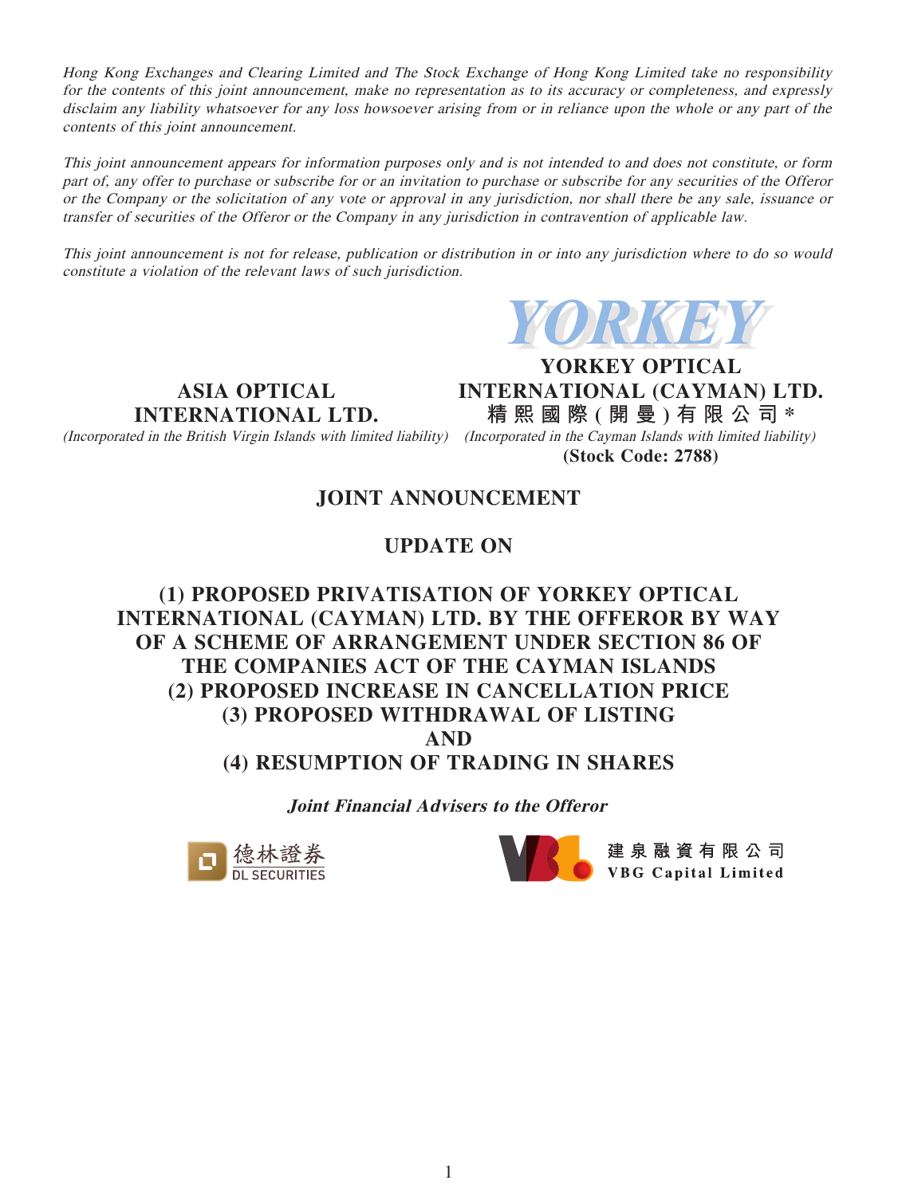*Hong Kong Exchanges and Clearing Limited and The Stock Exchange of Hong Kong Limited take no responsibility for the contents of this joint announcement, make no representation as to its accuracy or completeness, and expressly disclaim any liability whatsoever for any loss howsoever arising from or in reliance upon the whole or any part of the contents of this joint announcement.*

*This joint announcement appears for information purposes only and is not intended to and does not constitute, or form part of, any offer to purchase or subscribe for or an invitation to purchase or subscribe for any securities of the Offeror or the Company or the solicitation of any vote or approval in any jurisdiction, nor shall there be any sale, issuance or transfer of securities of the Offeror or the Company in any jurisdiction in contravention of applicable law.*

*This joint announcement is not for release, publication or distribution in or into any jurisdiction where to do so would constitute a violation of the relevant laws of such jurisdiction.*

YORKEY

**ASIA OPTICAL INTERNATIONAL LTD.**

*(Incorporated in the British Virgin Islands with limited liability)*

**YORKEY OPTICAL INTERNATIONAL (CAYMAN) LTD.**

**精熙國際(開曼)有限公司***

*(Incorporated in the Cayman Islands with limited liability)*

**(Stock Code: 2788)**

# JOINT ANNOUNCEMENT

# UPDATE ON

# (1) PROPOSED PRIVATISATION OF YORKEY OPTICAL INTERNATIONAL (CAYMAN) LTD. BY THE OFFEROR BY WAY OF A SCHEME OF ARRANGEMENT UNDER SECTION 86 OF THE COMPANIES ACT OF THE CAYMAN ISLANDS (2) PROPOSED INCREASE IN CANCELLATION PRICE (3) PROPOSED WITHDRAWAL OF LISTING AND (4) RESUMPTION OF TRADING IN SHARES

***Joint Financial Advisers to the Offeror***

德林證券 DL SECURITIES

建泉融資有限公司 VBG Capital Limited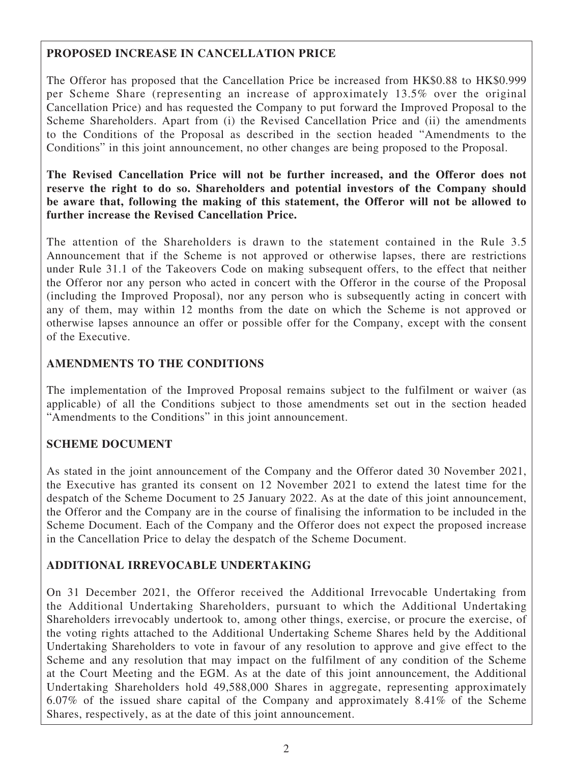## PROPOSED INCREASE IN CANCELLATION PRICE

The Offeror has proposed that the Cancellation Price be increased from HK$0.88 to HK$0.999 per Scheme Share (representing an increase of approximately 13.5% over the original Cancellation Price) and has requested the Company to put forward the Improved Proposal to the Scheme Shareholders. Apart from (i) the Revised Cancellation Price and (ii) the amendments to the Conditions of the Proposal as described in the section headed "Amendments to the Conditions" in this joint announcement, no other changes are being proposed to the Proposal.

**The Revised Cancellation Price will not be further increased, and the Offeror does not reserve the right to do so. Shareholders and potential investors of the Company should be aware that, following the making of this statement, the Offeror will not be allowed to further increase the Revised Cancellation Price.**

The attention of the Shareholders is drawn to the statement contained in the Rule 3.5 Announcement that if the Scheme is not approved or otherwise lapses, there are restrictions under Rule 31.1 of the Takeovers Code on making subsequent offers, to the effect that neither the Offeror nor any person who acted in concert with the Offeror in the course of the Proposal (including the Improved Proposal), nor any person who is subsequently acting in concert with any of them, may within 12 months from the date on which the Scheme is not approved or otherwise lapses announce an offer or possible offer for the Company, except with the consent of the Executive.

## AMENDMENTS TO THE CONDITIONS

The implementation of the Improved Proposal remains subject to the fulfilment or waiver (as applicable) of all the Conditions subject to those amendments set out in the section headed "Amendments to the Conditions" in this joint announcement.

## SCHEME DOCUMENT

As stated in the joint announcement of the Company and the Offeror dated 30 November 2021, the Executive has granted its consent on 12 November 2021 to extend the latest time for the despatch of the Scheme Document to 25 January 2022. As at the date of this joint announcement, the Offeror and the Company are in the course of finalising the information to be included in the Scheme Document. Each of the Company and the Offeror does not expect the proposed increase in the Cancellation Price to delay the despatch of the Scheme Document.

## ADDITIONAL IRREVOCABLE UNDERTAKING

On 31 December 2021, the Offeror received the Additional Irrevocable Undertaking from the Additional Undertaking Shareholders, pursuant to which the Additional Undertaking Shareholders irrevocably undertook to, among other things, exercise, or procure the exercise, of the voting rights attached to the Additional Undertaking Scheme Shares held by the Additional Undertaking Shareholders to vote in favour of any resolution to approve and give effect to the Scheme and any resolution that may impact on the fulfilment of any condition of the Scheme at the Court Meeting and the EGM. As at the date of this joint announcement, the Additional Undertaking Shareholders hold 49,588,000 Shares in aggregate, representing approximately 6.07% of the issued share capital of the Company and approximately 8.41% of the Scheme Shares, respectively, as at the date of this joint announcement.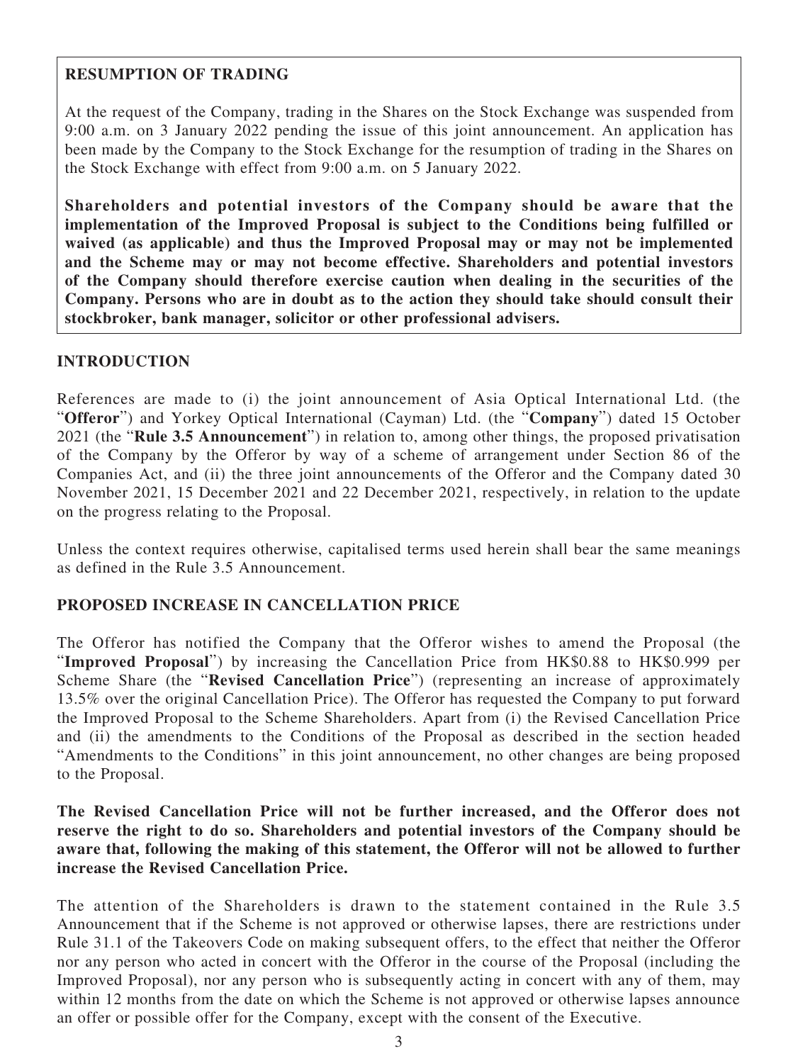## RESUMPTION OF TRADING

At the request of the Company, trading in the Shares on the Stock Exchange was suspended from 9:00 a.m. on 3 January 2022 pending the issue of this joint announcement. An application has been made by the Company to the Stock Exchange for the resumption of trading in the Shares on the Stock Exchange with effect from 9:00 a.m. on 5 January 2022.

**Shareholders and potential investors of the Company should be aware that the implementation of the Improved Proposal is subject to the Conditions being fulfilled or waived (as applicable) and thus the Improved Proposal may or may not be implemented and the Scheme may or may not become effective. Shareholders and potential investors of the Company should therefore exercise caution when dealing in the securities of the Company. Persons who are in doubt as to the action they should take should consult their stockbroker, bank manager, solicitor or other professional advisers.**

## INTRODUCTION

References are made to (i) the joint announcement of Asia Optical International Ltd. (the "**Offeror**") and Yorkey Optical International (Cayman) Ltd. (the "**Company**") dated 15 October 2021 (the "**Rule 3.5 Announcement**") in relation to, among other things, the proposed privatisation of the Company by the Offeror by way of a scheme of arrangement under Section 86 of the Companies Act, and (ii) the three joint announcements of the Offeror and the Company dated 30 November 2021, 15 December 2021 and 22 December 2021, respectively, in relation to the update on the progress relating to the Proposal.

Unless the context requires otherwise, capitalised terms used herein shall bear the same meanings as defined in the Rule 3.5 Announcement.

## PROPOSED INCREASE IN CANCELLATION PRICE

The Offeror has notified the Company that the Offeror wishes to amend the Proposal (the "**Improved Proposal**") by increasing the Cancellation Price from HK$0.88 to HK$0.999 per Scheme Share (the "**Revised Cancellation Price**") (representing an increase of approximately 13.5% over the original Cancellation Price). The Offeror has requested the Company to put forward the Improved Proposal to the Scheme Shareholders. Apart from (i) the Revised Cancellation Price and (ii) the amendments to the Conditions of the Proposal as described in the section headed "Amendments to the Conditions" in this joint announcement, no other changes are being proposed to the Proposal.

**The Revised Cancellation Price will not be further increased, and the Offeror does not reserve the right to do so. Shareholders and potential investors of the Company should be aware that, following the making of this statement, the Offeror will not be allowed to further increase the Revised Cancellation Price.**

The attention of the Shareholders is drawn to the statement contained in the Rule 3.5 Announcement that if the Scheme is not approved or otherwise lapses, there are restrictions under Rule 31.1 of the Takeovers Code on making subsequent offers, to the effect that neither the Offeror nor any person who acted in concert with the Offeror in the course of the Proposal (including the Improved Proposal), nor any person who is subsequently acting in concert with any of them, may within 12 months from the date on which the Scheme is not approved or otherwise lapses announce an offer or possible offer for the Company, except with the consent of the Executive.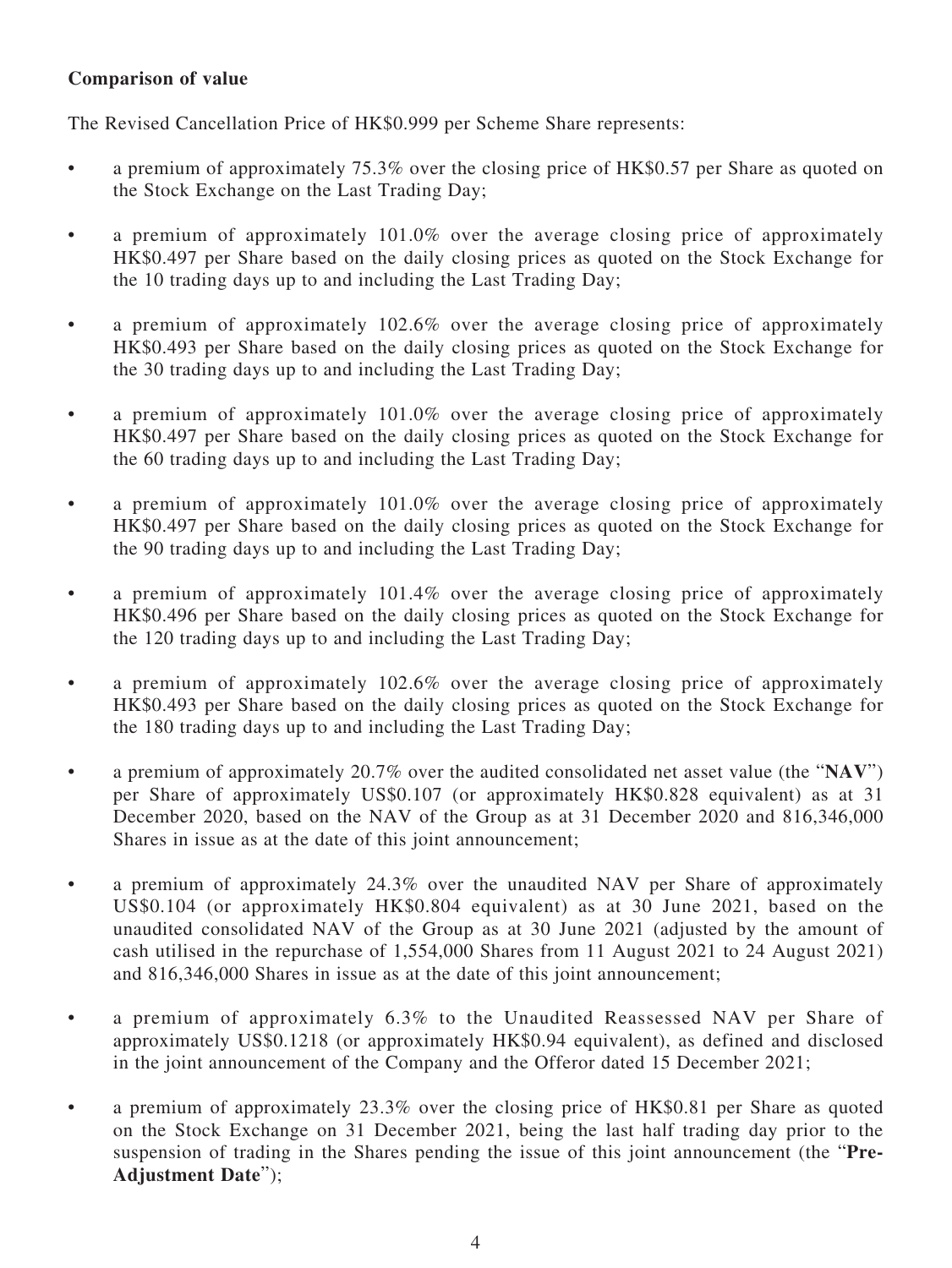**Comparison of value**

The Revised Cancellation Price of HK$0.999 per Scheme Share represents:

- a premium of approximately 75.3% over the closing price of HK$0.57 per Share as quoted on the Stock Exchange on the Last Trading Day;
- a premium of approximately 101.0% over the average closing price of approximately HK$0.497 per Share based on the daily closing prices as quoted on the Stock Exchange for the 10 trading days up to and including the Last Trading Day;
- a premium of approximately 102.6% over the average closing price of approximately HK$0.493 per Share based on the daily closing prices as quoted on the Stock Exchange for the 30 trading days up to and including the Last Trading Day;
- a premium of approximately 101.0% over the average closing price of approximately HK$0.497 per Share based on the daily closing prices as quoted on the Stock Exchange for the 60 trading days up to and including the Last Trading Day;
- a premium of approximately 101.0% over the average closing price of approximately HK$0.497 per Share based on the daily closing prices as quoted on the Stock Exchange for the 90 trading days up to and including the Last Trading Day;
- a premium of approximately 101.4% over the average closing price of approximately HK$0.496 per Share based on the daily closing prices as quoted on the Stock Exchange for the 120 trading days up to and including the Last Trading Day;
- a premium of approximately 102.6% over the average closing price of approximately HK$0.493 per Share based on the daily closing prices as quoted on the Stock Exchange for the 180 trading days up to and including the Last Trading Day;
- a premium of approximately 20.7% over the audited consolidated net asset value (the "**NAV**") per Share of approximately US$0.107 (or approximately HK$0.828 equivalent) as at 31 December 2020, based on the NAV of the Group as at 31 December 2020 and 816,346,000 Shares in issue as at the date of this joint announcement;
- a premium of approximately 24.3% over the unaudited NAV per Share of approximately US$0.104 (or approximately HK$0.804 equivalent) as at 30 June 2021, based on the unaudited consolidated NAV of the Group as at 30 June 2021 (adjusted by the amount of cash utilised in the repurchase of 1,554,000 Shares from 11 August 2021 to 24 August 2021) and 816,346,000 Shares in issue as at the date of this joint announcement;
- a premium of approximately 6.3% to the Unaudited Reassessed NAV per Share of approximately US$0.1218 (or approximately HK$0.94 equivalent), as defined and disclosed in the joint announcement of the Company and the Offeror dated 15 December 2021;
- a premium of approximately 23.3% over the closing price of HK$0.81 per Share as quoted on the Stock Exchange on 31 December 2021, being the last half trading day prior to the suspension of trading in the Shares pending the issue of this joint announcement (the "**Pre-Adjustment Date**");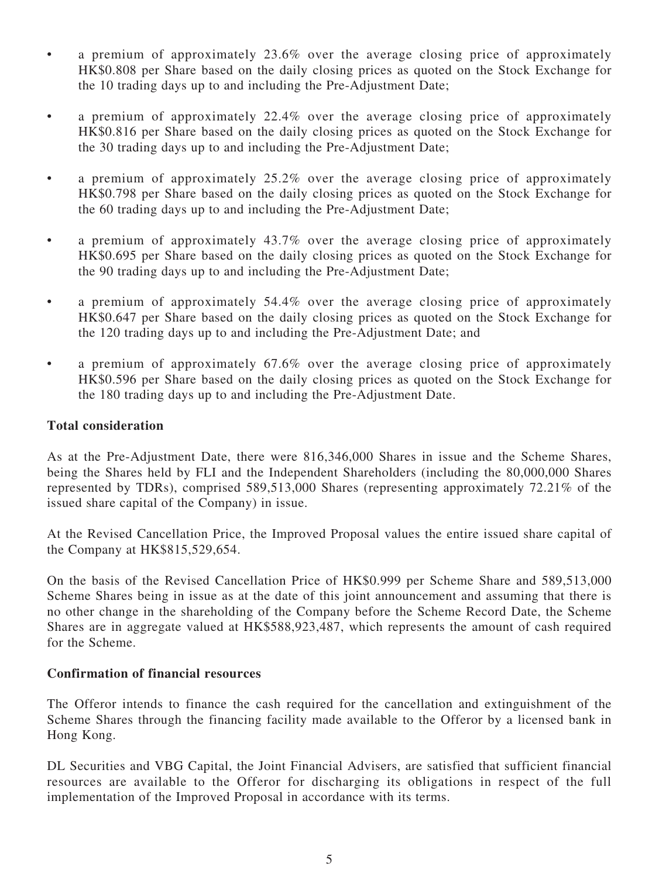- a premium of approximately 23.6% over the average closing price of approximately HK$0.808 per Share based on the daily closing prices as quoted on the Stock Exchange for the 10 trading days up to and including the Pre-Adjustment Date;
- a premium of approximately 22.4% over the average closing price of approximately HK$0.816 per Share based on the daily closing prices as quoted on the Stock Exchange for the 30 trading days up to and including the Pre-Adjustment Date;
- a premium of approximately 25.2% over the average closing price of approximately HK$0.798 per Share based on the daily closing prices as quoted on the Stock Exchange for the 60 trading days up to and including the Pre-Adjustment Date;
- a premium of approximately 43.7% over the average closing price of approximately HK$0.695 per Share based on the daily closing prices as quoted on the Stock Exchange for the 90 trading days up to and including the Pre-Adjustment Date;
- a premium of approximately 54.4% over the average closing price of approximately HK$0.647 per Share based on the daily closing prices as quoted on the Stock Exchange for the 120 trading days up to and including the Pre-Adjustment Date; and
- a premium of approximately 67.6% over the average closing price of approximately HK$0.596 per Share based on the daily closing prices as quoted on the Stock Exchange for the 180 trading days up to and including the Pre-Adjustment Date.

**Total consideration**

As at the Pre-Adjustment Date, there were 816,346,000 Shares in issue and the Scheme Shares, being the Shares held by FLI and the Independent Shareholders (including the 80,000,000 Shares represented by TDRs), comprised 589,513,000 Shares (representing approximately 72.21% of the issued share capital of the Company) in issue.

At the Revised Cancellation Price, the Improved Proposal values the entire issued share capital of the Company at HK$815,529,654.

On the basis of the Revised Cancellation Price of HK$0.999 per Scheme Share and 589,513,000 Scheme Shares being in issue as at the date of this joint announcement and assuming that there is no other change in the shareholding of the Company before the Scheme Record Date, the Scheme Shares are in aggregate valued at HK$588,923,487, which represents the amount of cash required for the Scheme.

**Confirmation of financial resources**

The Offeror intends to finance the cash required for the cancellation and extinguishment of the Scheme Shares through the financing facility made available to the Offeror by a licensed bank in Hong Kong.

DL Securities and VBG Capital, the Joint Financial Advisers, are satisfied that sufficient financial resources are available to the Offeror for discharging its obligations in respect of the full implementation of the Improved Proposal in accordance with its terms.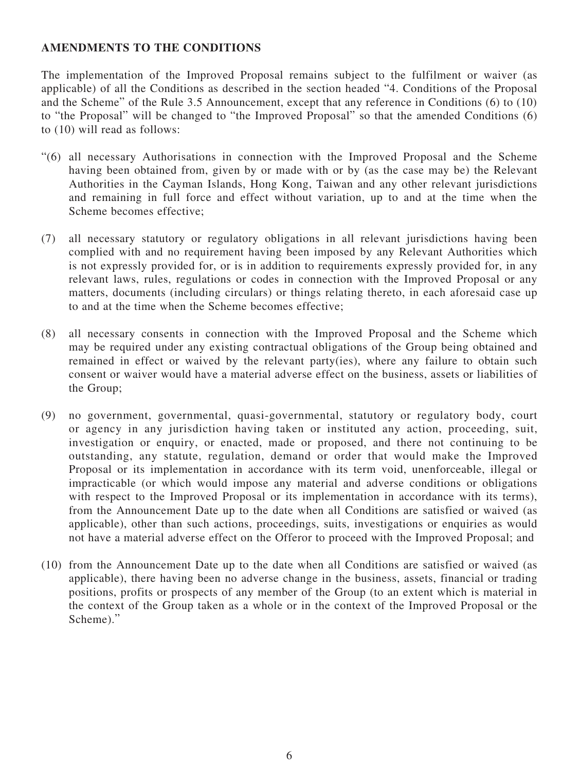**AMENDMENTS TO THE CONDITIONS**

The implementation of the Improved Proposal remains subject to the fulfilment or waiver (as applicable) of all the Conditions as described in the section headed "4. Conditions of the Proposal and the Scheme" of the Rule 3.5 Announcement, except that any reference in Conditions (6) to (10) to "the Proposal" will be changed to "the Improved Proposal" so that the amended Conditions (6) to (10) will read as follows:

"(6) all necessary Authorisations in connection with the Improved Proposal and the Scheme having been obtained from, given by or made with or by (as the case may be) the Relevant Authorities in the Cayman Islands, Hong Kong, Taiwan and any other relevant jurisdictions and remaining in full force and effect without variation, up to and at the time when the Scheme becomes effective;

(7) all necessary statutory or regulatory obligations in all relevant jurisdictions having been complied with and no requirement having been imposed by any Relevant Authorities which is not expressly provided for, or is in addition to requirements expressly provided for, in any relevant laws, rules, regulations or codes in connection with the Improved Proposal or any matters, documents (including circulars) or things relating thereto, in each aforesaid case up to and at the time when the Scheme becomes effective;

(8) all necessary consents in connection with the Improved Proposal and the Scheme which may be required under any existing contractual obligations of the Group being obtained and remained in effect or waived by the relevant party(ies), where any failure to obtain such consent or waiver would have a material adverse effect on the business, assets or liabilities of the Group;

(9) no government, governmental, quasi-governmental, statutory or regulatory body, court or agency in any jurisdiction having taken or instituted any action, proceeding, suit, investigation or enquiry, or enacted, made or proposed, and there not continuing to be outstanding, any statute, regulation, demand or order that would make the Improved Proposal or its implementation in accordance with its term void, unenforceable, illegal or impracticable (or which would impose any material and adverse conditions or obligations with respect to the Improved Proposal or its implementation in accordance with its terms), from the Announcement Date up to the date when all Conditions are satisfied or waived (as applicable), other than such actions, proceedings, suits, investigations or enquiries as would not have a material adverse effect on the Offeror to proceed with the Improved Proposal; and

(10) from the Announcement Date up to the date when all Conditions are satisfied or waived (as applicable), there having been no adverse change in the business, assets, financial or trading positions, profits or prospects of any member of the Group (to an extent which is material in the context of the Group taken as a whole or in the context of the Improved Proposal or the Scheme)."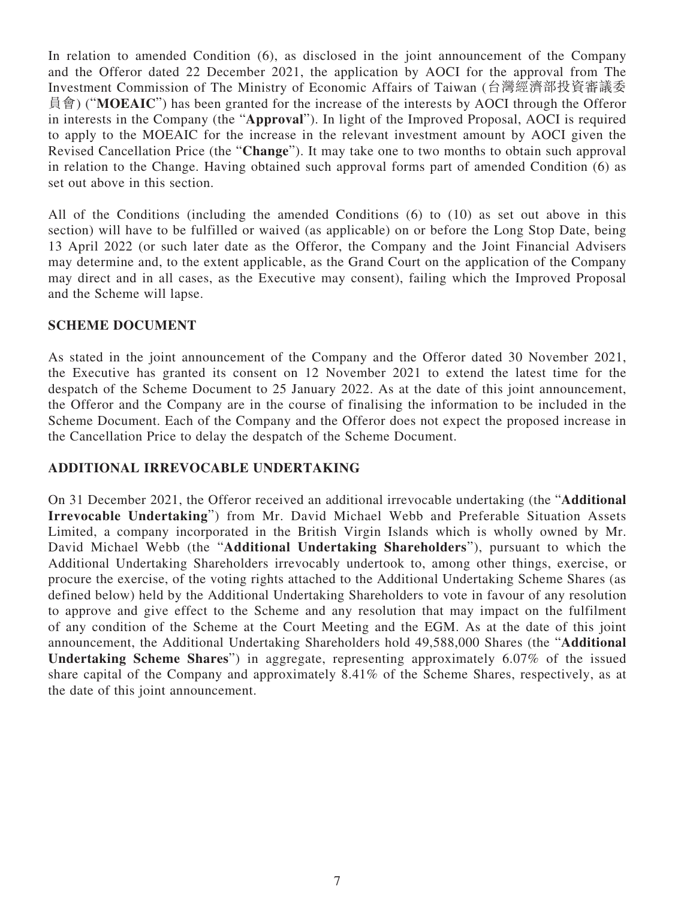In relation to amended Condition (6), as disclosed in the joint announcement of the Company and the Offeror dated 22 December 2021, the application by AOCI for the approval from The Investment Commission of The Ministry of Economic Affairs of Taiwan (台灣經濟部投資審議委員會) ("**MOEAIC**") has been granted for the increase of the interests by AOCI through the Offeror in interests in the Company (the "**Approval**"). In light of the Improved Proposal, AOCI is required to apply to the MOEAIC for the increase in the relevant investment amount by AOCI given the Revised Cancellation Price (the "**Change**"). It may take one to two months to obtain such approval in relation to the Change. Having obtained such approval forms part of amended Condition (6) as set out above in this section.

All of the Conditions (including the amended Conditions (6) to (10) as set out above in this section) will have to be fulfilled or waived (as applicable) on or before the Long Stop Date, being 13 April 2022 (or such later date as the Offeror, the Company and the Joint Financial Advisers may determine and, to the extent applicable, as the Grand Court on the application of the Company may direct and in all cases, as the Executive may consent), failing which the Improved Proposal and the Scheme will lapse.

## SCHEME DOCUMENT

As stated in the joint announcement of the Company and the Offeror dated 30 November 2021, the Executive has granted its consent on 12 November 2021 to extend the latest time for the despatch of the Scheme Document to 25 January 2022. As at the date of this joint announcement, the Offeror and the Company are in the course of finalising the information to be included in the Scheme Document. Each of the Company and the Offeror does not expect the proposed increase in the Cancellation Price to delay the despatch of the Scheme Document.

## ADDITIONAL IRREVOCABLE UNDERTAKING

On 31 December 2021, the Offeror received an additional irrevocable undertaking (the "**Additional Irrevocable Undertaking**") from Mr. David Michael Webb and Preferable Situation Assets Limited, a company incorporated in the British Virgin Islands which is wholly owned by Mr. David Michael Webb (the "**Additional Undertaking Shareholders**"), pursuant to which the Additional Undertaking Shareholders irrevocably undertook to, among other things, exercise, or procure the exercise, of the voting rights attached to the Additional Undertaking Scheme Shares (as defined below) held by the Additional Undertaking Shareholders to vote in favour of any resolution to approve and give effect to the Scheme and any resolution that may impact on the fulfilment of any condition of the Scheme at the Court Meeting and the EGM. As at the date of this joint announcement, the Additional Undertaking Shareholders hold 49,588,000 Shares (the "**Additional Undertaking Scheme Shares**") in aggregate, representing approximately 6.07% of the issued share capital of the Company and approximately 8.41% of the Scheme Shares, respectively, as at the date of this joint announcement.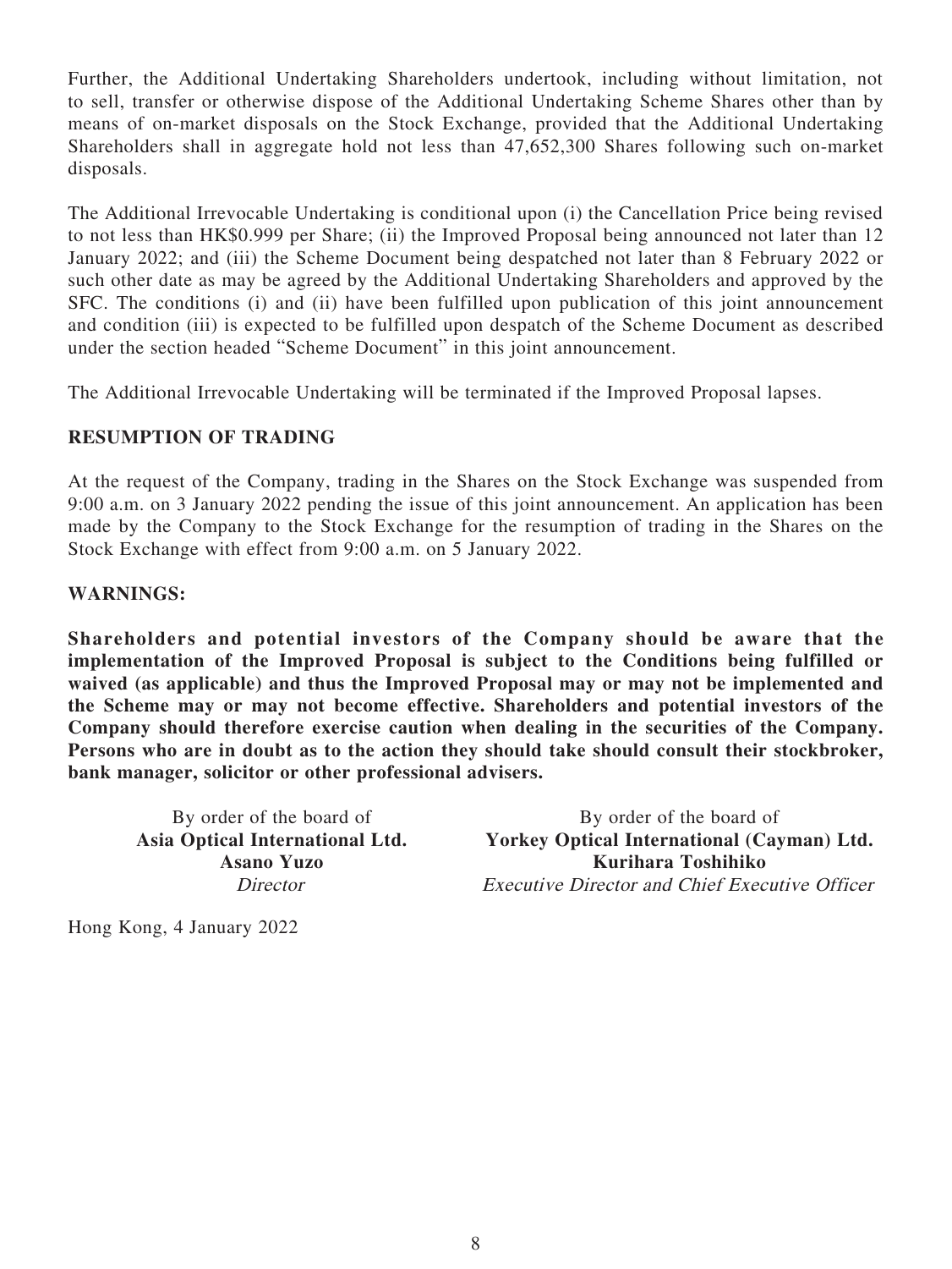Further, the Additional Undertaking Shareholders undertook, including without limitation, not to sell, transfer or otherwise dispose of the Additional Undertaking Scheme Shares other than by means of on-market disposals on the Stock Exchange, provided that the Additional Undertaking Shareholders shall in aggregate hold not less than 47,652,300 Shares following such on-market disposals.

The Additional Irrevocable Undertaking is conditional upon (i) the Cancellation Price being revised to not less than HK$0.999 per Share; (ii) the Improved Proposal being announced not later than 12 January 2022; and (iii) the Scheme Document being despatched not later than 8 February 2022 or such other date as may be agreed by the Additional Undertaking Shareholders and approved by the SFC. The conditions (i) and (ii) have been fulfilled upon publication of this joint announcement and condition (iii) is expected to be fulfilled upon despatch of the Scheme Document as described under the section headed "Scheme Document" in this joint announcement.

The Additional Irrevocable Undertaking will be terminated if the Improved Proposal lapses.

## RESUMPTION OF TRADING

At the request of the Company, trading in the Shares on the Stock Exchange was suspended from 9:00 a.m. on 3 January 2022 pending the issue of this joint announcement. An application has been made by the Company to the Stock Exchange for the resumption of trading in the Shares on the Stock Exchange with effect from 9:00 a.m. on 5 January 2022.

## WARNINGS:

**Shareholders and potential investors of the Company should be aware that the implementation of the Improved Proposal is subject to the Conditions being fulfilled or waived (as applicable) and thus the Improved Proposal may or may not be implemented and the Scheme may or may not become effective. Shareholders and potential investors of the Company should therefore exercise caution when dealing in the securities of the Company. Persons who are in doubt as to the action they should take should consult their stockbroker, bank manager, solicitor or other professional advisers.**

By order of the board of
**Asia Optical International Ltd.**
**Asano Yuzo**
*Director*

By order of the board of
**Yorkey Optical International (Cayman) Ltd.**
**Kurihara Toshihiko**
*Executive Director and Chief Executive Officer*

Hong Kong, 4 January 2022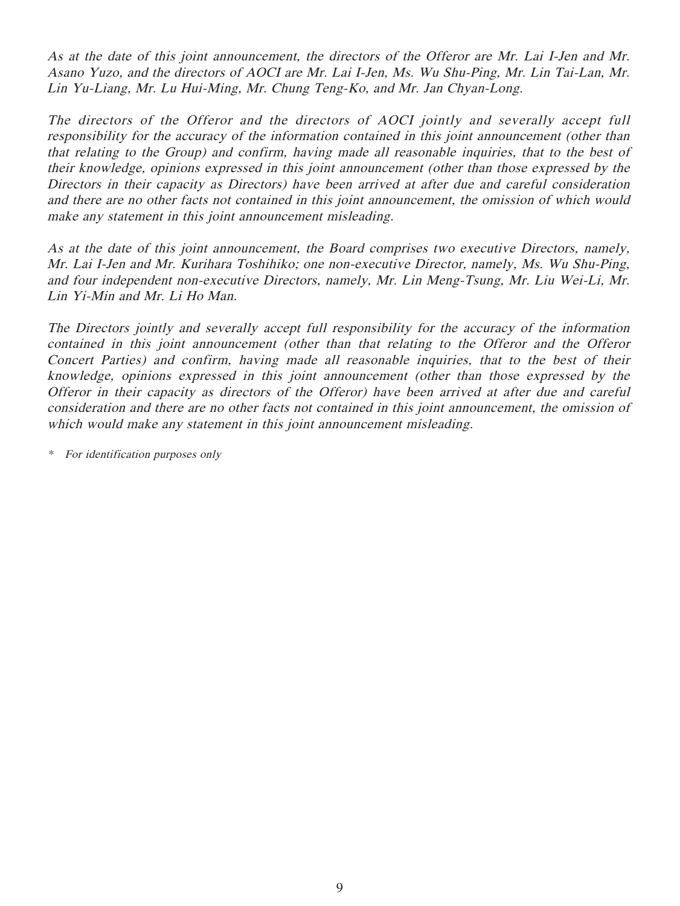*As at the date of this joint announcement, the directors of the Offeror are Mr. Lai I-Jen and Mr. Asano Yuzo, and the directors of AOCI are Mr. Lai I-Jen, Ms. Wu Shu-Ping, Mr. Lin Tai-Lan, Mr. Lin Yu-Liang, Mr. Lu Hui-Ming, Mr. Chung Teng-Ko, and Mr. Jan Chyan-Long.*

*The directors of the Offeror and the directors of AOCI jointly and severally accept full responsibility for the accuracy of the information contained in this joint announcement (other than that relating to the Group) and confirm, having made all reasonable inquiries, that to the best of their knowledge, opinions expressed in this joint announcement (other than those expressed by the Directors in their capacity as Directors) have been arrived at after due and careful consideration and there are no other facts not contained in this joint announcement, the omission of which would make any statement in this joint announcement misleading.*

*As at the date of this joint announcement, the Board comprises two executive Directors, namely, Mr. Lai I-Jen and Mr. Kurihara Toshihiko; one non-executive Director, namely, Ms. Wu Shu-Ping, and four independent non-executive Directors, namely, Mr. Lin Meng-Tsung, Mr. Liu Wei-Li, Mr. Lin Yi-Min and Mr. Li Ho Man.*

*The Directors jointly and severally accept full responsibility for the accuracy of the information contained in this joint announcement (other than that relating to the Offeror and the Offeror Concert Parties) and confirm, having made all reasonable inquiries, that to the best of their knowledge, opinions expressed in this joint announcement (other than those expressed by the Offeror in their capacity as directors of the Offeror) have been arrived at after due and careful consideration and there are no other facts not contained in this joint announcement, the omission of which would make any statement in this joint announcement misleading.*

\* *For identification purposes only*